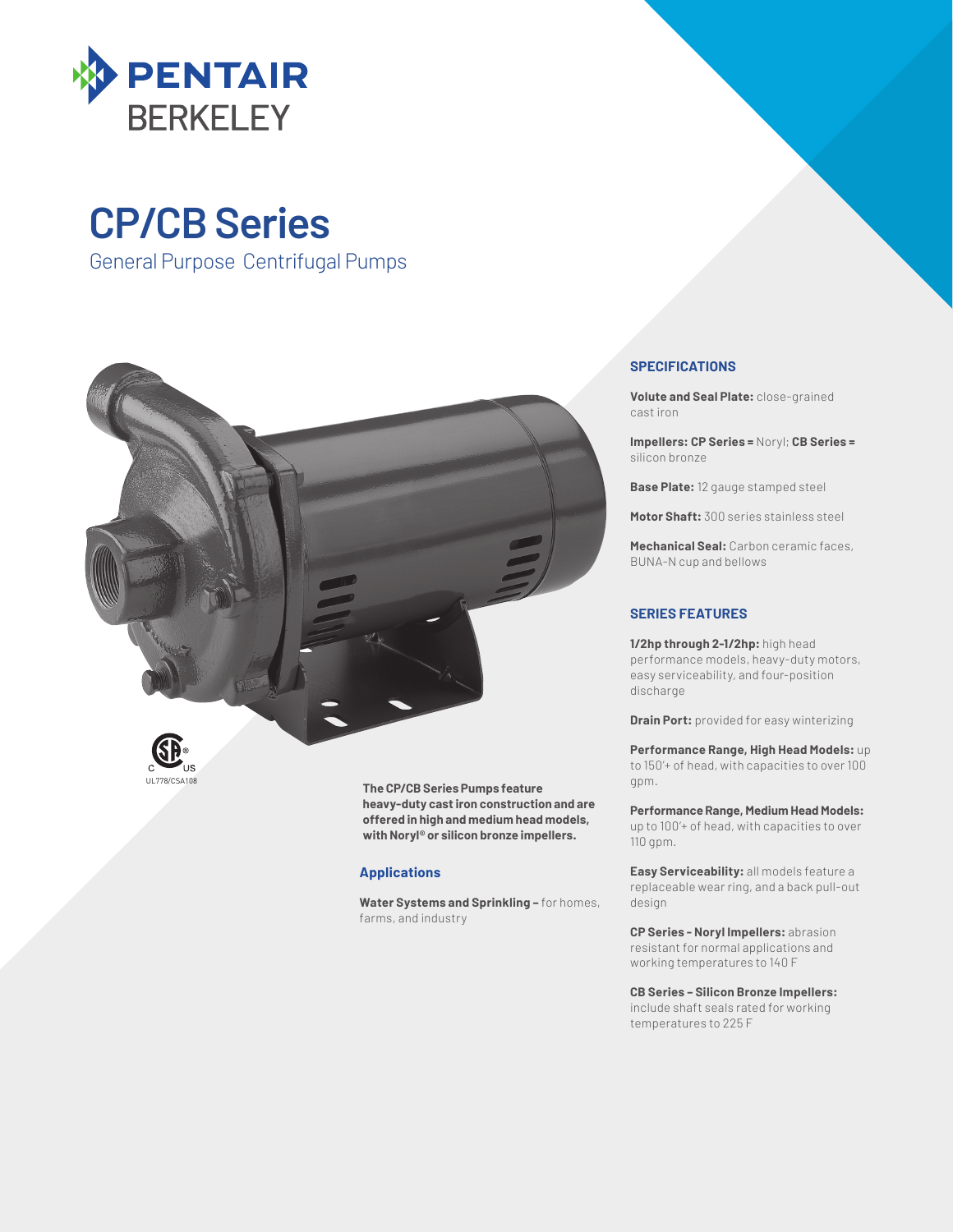PENTAIR BERKELEY

# CP/CB Series

## General Purpose Centrifugal Pumps

UL778/CSA108

**The CP/CB Series Pumps feature heavy-duty cast iron construction and are offered in high and medium head models, with Noryl® or silicon bronze impellers.**

### Applications

**Water Systems and Sprinkling –** for homes, farms, and industry

### SPECIFICATIONS

**Volute and Seal Plate:** close-grained cast iron

**Impellers: CP Series =** Noryl; **CB Series =** silicon bronze

**Base Plate:** 12 gauge stamped steel

**Motor Shaft:** 300 series stainless steel

**Mechanical Seal:** Carbon ceramic faces, BUNA-N cup and bellows

### SERIES FEATURES

**1/2hp through 2-1/2hp:** high head performance models, heavy-duty motors, easy serviceability, and four-position discharge

**Drain Port:** provided for easy winterizing

**Performance Range, High Head Models:** up to 150'+ of head, with capacities to over 100 gpm.

**Performance Range, Medium Head Models:** up to 100'+ of head, with capacities to over 110 gpm.

**Easy Serviceability:** all models feature a replaceable wear ring, and a back pull-out design

**CP Series – Noryl Impellers:** abrasion resistant for normal applications and working temperatures to 140 F

**CB Series – Silicon Bronze Impellers:** include shaft seals rated for working temperatures to 225 F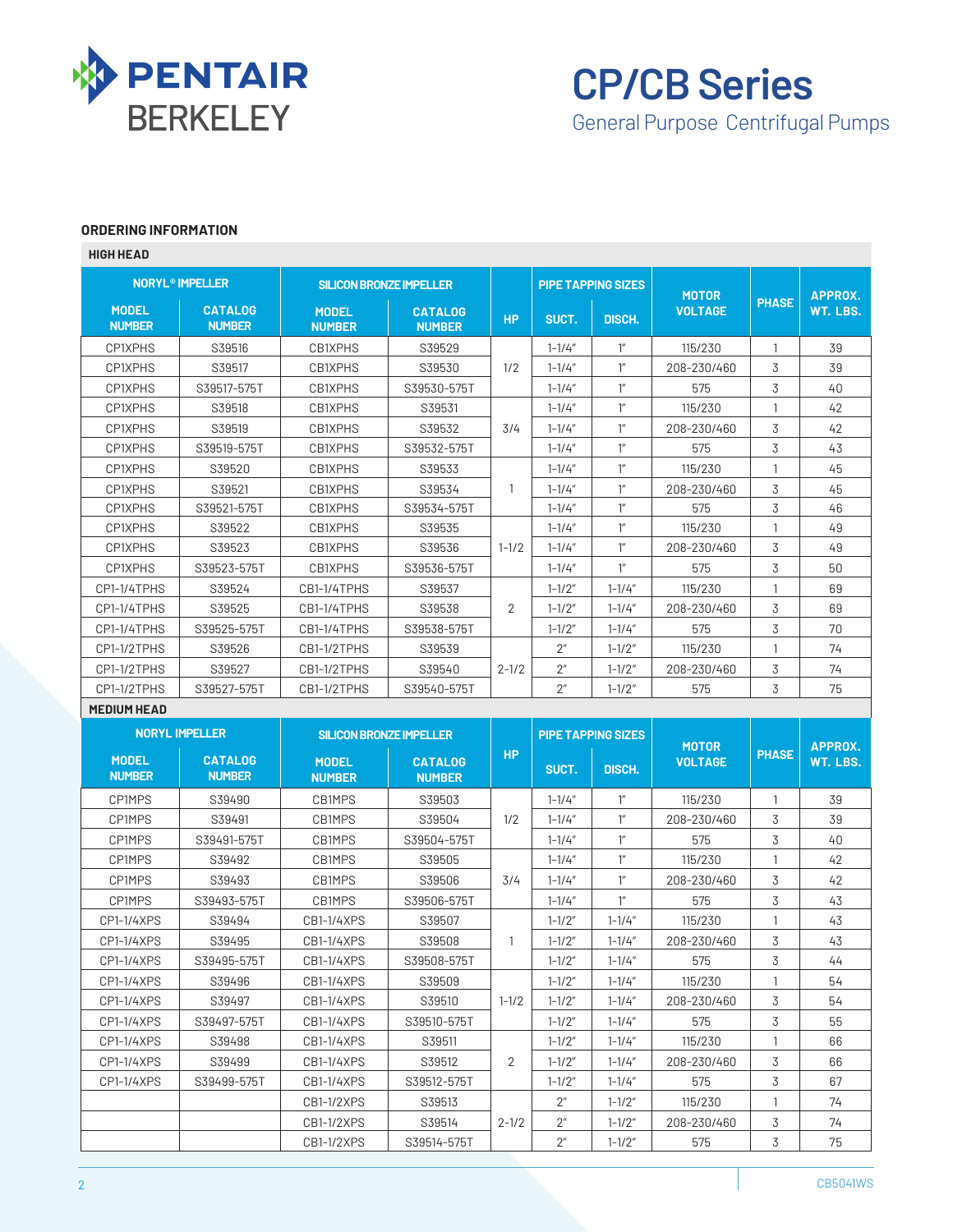# CP/CB Series

General Purpose Centrifugal Pumps

## ORDERING INFORMATION

### HIGH HEAD

| NORYL® IMPELLER | | SILICON BRONZE IMPELLER | | HP | PIPE TAPPING SIZES | | MOTOR VOLTAGE | PHASE | APPROX. WT. LBS. |
|---|---|---|---|---|---|---|---|---|---|
| MODEL NUMBER | CATALOG NUMBER | MODEL NUMBER | CATALOG NUMBER | | SUCT. | DISCH. | | | |
| CP1XPHS | S39516 | CB1XPHS | S39529 | 1/2 | 1-1/4" | 1" | 115/230 | 1 | 39 |
| CP1XPHS | S39517 | CB1XPHS | S39530 | | 1-1/4" | 1" | 208-230/460 | 3 | 39 |
| CP1XPHS | S39517-575T | CB1XPHS | S39530-575T | | 1-1/4" | 1" | 575 | 3 | 40 |
| CP1XPHS | S39518 | CB1XPHS | S39531 | 3/4 | 1-1/4" | 1" | 115/230 | 1 | 42 |
| CP1XPHS | S39519 | CB1XPHS | S39532 | | 1-1/4" | 1" | 208-230/460 | 3 | 42 |
| CP1XPHS | S39519-575T | CB1XPHS | S39532-575T | | 1-1/4" | 1" | 575 | 3 | 43 |
| CP1XPHS | S39520 | CB1XPHS | S39533 | 1 | 1-1/4" | 1" | 115/230 | 1 | 45 |
| CP1XPHS | S39521 | CB1XPHS | S39534 | | 1-1/4" | 1" | 208-230/460 | 3 | 45 |
| CP1XPHS | S39521-575T | CB1XPHS | S39534-575T | | 1-1/4" | 1" | 575 | 3 | 46 |
| CP1XPHS | S39522 | CB1XPHS | S39535 | 1-1/2 | 1-1/4" | 1" | 115/230 | 1 | 49 |
| CP1XPHS | S39523 | CB1XPHS | S39536 | | 1-1/4" | 1" | 208-230/460 | 3 | 49 |
| CP1XPHS | S39523-575T | CB1XPHS | S39536-575T | | 1-1/4" | 1" | 575 | 3 | 50 |
| CP1-1/4TPHS | S39524 | CB1-1/4TPHS | S39537 | 2 | 1-1/2" | 1-1/4" | 115/230 | 1 | 69 |
| CP1-1/4TPHS | S39525 | CB1-1/4TPHS | S39538 | | 1-1/2" | 1-1/4" | 208-230/460 | 3 | 69 |
| CP1-1/4TPHS | S39525-575T | CB1-1/4TPHS | S39538-575T | | 1-1/2" | 1-1/4" | 575 | 3 | 70 |
| CP1-1/2TPHS | S39526 | CB1-1/2TPHS | S39539 | 2-1/2 | 2" | 1-1/2" | 115/230 | 1 | 74 |
| CP1-1/2TPHS | S39527 | CB1-1/2TPHS | S39540 | | 2" | 1-1/2" | 208-230/460 | 3 | 74 |
| CP1-1/2TPHS | S39527-575T | CB1-1/2TPHS | S39540-575T | | 2" | 1-1/2" | 575 | 3 | 75 |

### MEDIUM HEAD

| NORYL IMPELLER | | SILICON BRONZE IMPELLER | | HP | PIPE TAPPING SIZES | | MOTOR VOLTAGE | PHASE | APPROX. WT. LBS. |
|---|---|---|---|---|---|---|---|---|---|
| MODEL NUMBER | CATALOG NUMBER | MODEL NUMBER | CATALOG NUMBER | | SUCT. | DISCH. | | | |
| CP1MPS | S39490 | CB1MPS | S39503 | 1/2 | 1-1/4" | 1" | 115/230 | 1 | 39 |
| CP1MPS | S39491 | CB1MPS | S39504 | | 1-1/4" | 1" | 208-230/460 | 3 | 39 |
| CP1MPS | S39491-575T | CB1MPS | S39504-575T | | 1-1/4" | 1" | 575 | 3 | 40 |
| CP1MPS | S39492 | CB1MPS | S39505 | 3/4 | 1-1/4" | 1" | 115/230 | 1 | 42 |
| CP1MPS | S39493 | CB1MPS | S39506 | | 1-1/4" | 1" | 208-230/460 | 3 | 42 |
| CP1MPS | S39493-575T | CB1MPS | S39506-575T | | 1-1/4" | 1" | 575 | 3 | 43 |
| CP1-1/4XPS | S39494 | CB1-1/4XPS | S39507 | 1 | 1-1/2" | 1-1/4" | 115/230 | 1 | 43 |
| CP1-1/4XPS | S39495 | CB1-1/4XPS | S39508 | | 1-1/2" | 1-1/4" | 208-230/460 | 3 | 43 |
| CP1-1/4XPS | S39495-575T | CB1-1/4XPS | S39508-575T | | 1-1/2" | 1-1/4" | 575 | 3 | 44 |
| CP1-1/4XPS | S39496 | CB1-1/4XPS | S39509 | 1-1/2 | 1-1/2" | 1-1/4" | 115/230 | 1 | 54 |
| CP1-1/4XPS | S39497 | CB1-1/4XPS | S39510 | | 1-1/2" | 1-1/4" | 208-230/460 | 3 | 54 |
| CP1-1/4XPS | S39497-575T | CB1-1/4XPS | S39510-575T | | 1-1/2" | 1-1/4" | 575 | 3 | 55 |
| CP1-1/4XPS | S39498 | CB1-1/4XPS | S39511 | 2 | 1-1/2" | 1-1/4" | 115/230 | 1 | 66 |
| CP1-1/4XPS | S39499 | CB1-1/4XPS | S39512 | | 1-1/2" | 1-1/4" | 208-230/460 | 3 | 66 |
| CP1-1/4XPS | S39499-575T | CB1-1/4XPS | S39512-575T | | 1-1/2" | 1-1/4" | 575 | 3 | 67 |
| | | CB1-1/2XPS | S39513 | 2-1/2 | 2" | 1-1/2" | 115/230 | 1 | 74 |
| | | CB1-1/2XPS | S39514 | | 2" | 1-1/2" | 208-230/460 | 3 | 74 |
| | | CB1-1/2XPS | S39514-575T | | 2" | 1-1/2" | 575 | 3 | 75 |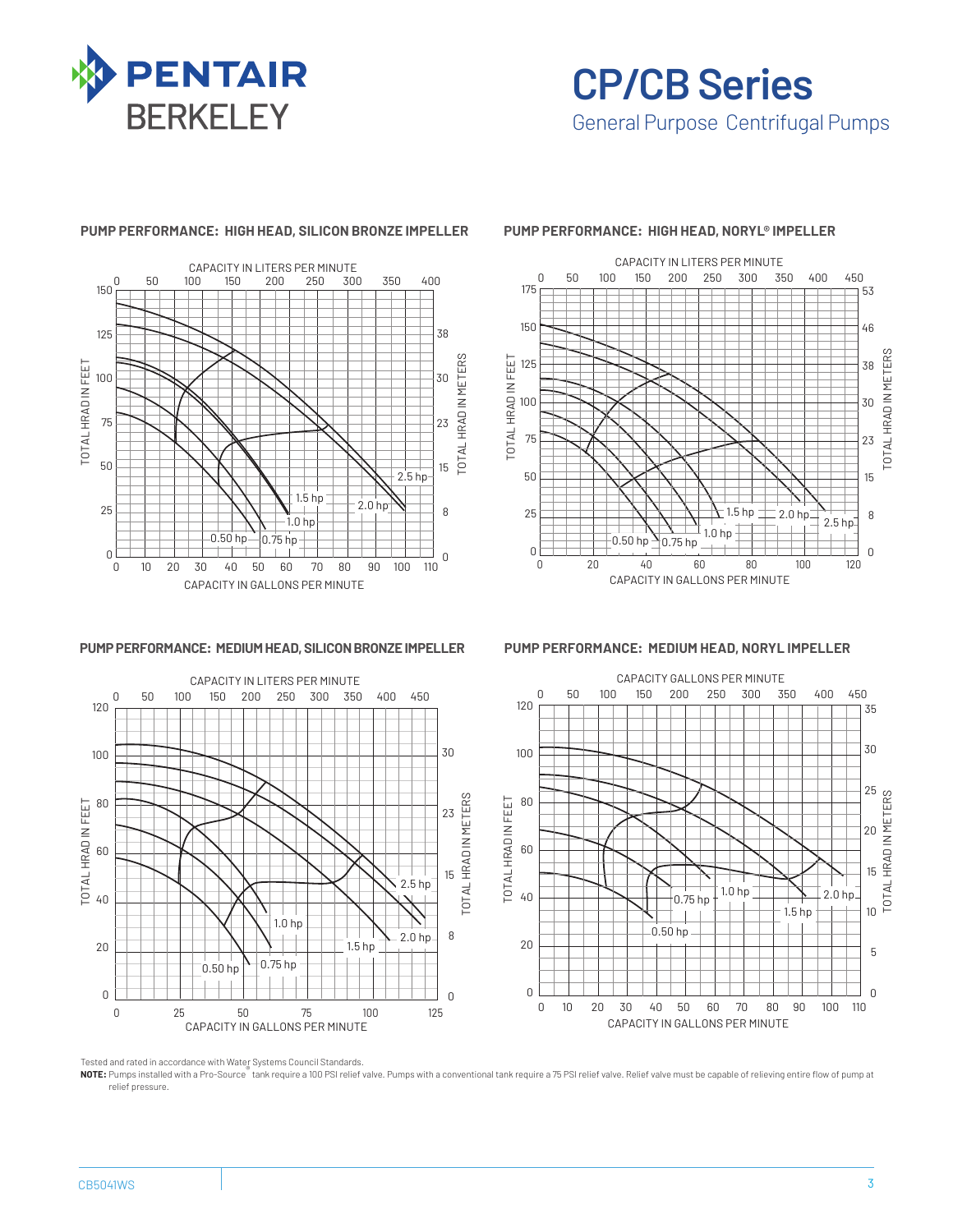# CP/CB Series

General Purpose Centrifugal Pumps

### PUMP PERFORMANCE: HIGH HEAD, SILICON BRONZE IMPELLER

CAPACITY IN LITERS PER MINUTE

TOTAL HRAD IN FEET

TOTAL HRAD IN METERS

CAPACITY IN GALLONS PER MINUTE

0.50 hp, 0.75 hp, 1.0 hp, 1.5 hp, 2.0 hp, 2.5 hp

### PUMP PERFORMANCE: HIGH HEAD, NORYL® IMPELLER

CAPACITY IN LITERS PER MINUTE

TOTAL HRAD IN FEET

TOTAL HRAD IN METERS

CAPACITY IN GALLONS PER MINUTE

0.50 hp, 0.75 hp, 1.0 hp, 1.5 hp, 2.0 hp, 2.5 hp

### PUMP PERFORMANCE: MEDIUM HEAD, SILICON BRONZE IMPELLER

CAPACITY IN LITERS PER MINUTE

TOTAL HRAD IN FEET

TOTAL HRAD IN METERS

CAPACITY IN GALLONS PER MINUTE

0.50 hp, 0.75 hp, 1.0 hp, 1.5 hp, 2.0 hp, 2.5 hp

### PUMP PERFORMANCE: MEDIUM HEAD, NORYL IMPELLER

CAPACITY GALLONS PER MINUTE

TOTAL HRAD IN FEET

TOTAL HRAD IN METERS

CAPACITY IN GALLONS PER MINUTE

0.50 hp, 0.75 hp, 1.0 hp, 1.5 hp, 2.0 hp

Tested and rated in accordance with Water Systems Council Standards.

**NOTE:** Pumps installed with a Pro-Source® tank require a 100 PSI relief valve. Pumps with a conventional tank require a 75 PSI relief valve. Relief valve must be capable of relieving entire flow of pump at relief pressure.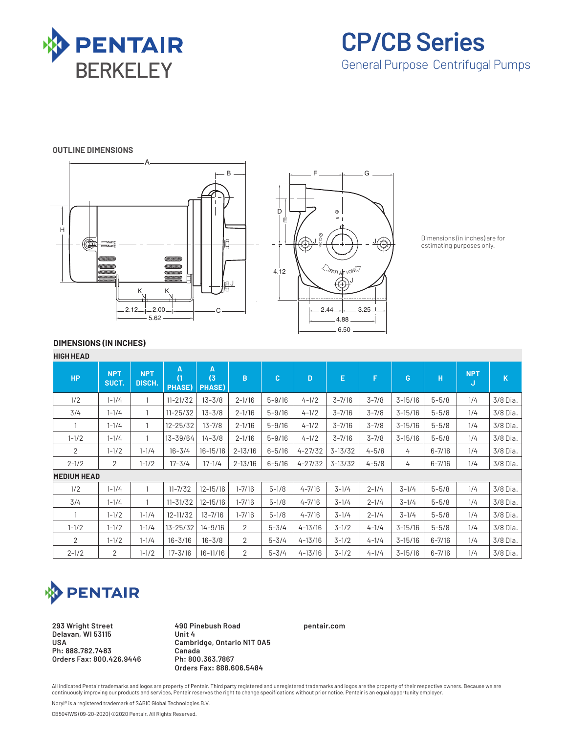# PENTAIR BERKELEY

# CP/CB Series

## General Purpose Centrifugal Pumps

### OUTLINE DIMENSIONS

A
B
H
K
K
J
2.12
2.00
5.62
C

F
G
D
E
J
J
ROTATION
J
4.12
2.44
3.25
4.88
6.50

Dimensions (in inches) are for estimating purposes only.

### DIMENSIONS (IN INCHES)

| HP | NPT SUCT. | NPT DISCH. | A (1 PHASE) | A (3 PHASE) | B | C | D | E | F | G | H | NPT J | K |
|---|---|---|---|---|---|---|---|---|---|---|---|---|---|
| **HIGH HEAD** | | | | | | | | | | | | | |
| 1/2 | 1-1/4 | 1 | 11-21/32 | 13-3/8 | 2-1/16 | 5-9/16 | 4-1/2 | 3-7/16 | 3-7/8 | 3-15/16 | 5-5/8 | 1/4 | 3/8 Dia. |
| 3/4 | 1-1/4 | 1 | 11-25/32 | 13-3/8 | 2-1/16 | 5-9/16 | 4-1/2 | 3-7/16 | 3-7/8 | 3-15/16 | 5-5/8 | 1/4 | 3/8 Dia. |
| 1 | 1-1/4 | 1 | 12-25/32 | 13-7/8 | 2-1/16 | 5-9/16 | 4-1/2 | 3-7/16 | 3-7/8 | 3-15/16 | 5-5/8 | 1/4 | 3/8 Dia. |
| 1-1/2 | 1-1/4 | 1 | 13-39/64 | 14-3/8 | 2-1/16 | 5-9/16 | 4-1/2 | 3-7/16 | 3-7/8 | 3-15/16 | 5-5/8 | 1/4 | 3/8 Dia. |
| 2 | 1-1/2 | 1-1/4 | 16-3/4 | 16-15/16 | 2-13/16 | 6-5/16 | 4-27/32 | 3-13/32 | 4-5/8 | 4 | 6-7/16 | 1/4 | 3/8 Dia. |
| 2-1/2 | 2 | 1-1/2 | 17-3/4 | 17-1/4 | 2-13/16 | 6-5/16 | 4-27/32 | 3-13/32 | 4-5/8 | 4 | 6-7/16 | 1/4 | 3/8 Dia. |
| **MEDIUM HEAD** | | | | | | | | | | | | | |
| 1/2 | 1-1/4 | 1 | 11-7/32 | 12-15/16 | 1-7/16 | 5-1/8 | 4-7/16 | 3-1/4 | 2-1/4 | 3-1/4 | 5-5/8 | 1/4 | 3/8 Dia. |
| 3/4 | 1-1/4 | 1 | 11-31/32 | 12-15/16 | 1-7/16 | 5-1/8 | 4-7/16 | 3-1/4 | 2-1/4 | 3-1/4 | 5-5/8 | 1/4 | 3/8 Dia. |
| 1 | 1-1/2 | 1-1/4 | 12-11/32 | 13-7/16 | 1-7/16 | 5-1/8 | 4-7/16 | 3-1/4 | 2-1/4 | 3-1/4 | 5-5/8 | 1/4 | 3/8 Dia. |
| 1-1/2 | 1-1/2 | 1-1/4 | 13-25/32 | 14-9/16 | 2 | 5-3/4 | 4-13/16 | 3-1/2 | 4-1/4 | 3-15/16 | 5-5/8 | 1/4 | 3/8 Dia. |
| 2 | 1-1/2 | 1-1/4 | 16-3/16 | 16-3/8 | 2 | 5-3/4 | 4-13/16 | 3-1/2 | 4-1/4 | 3-15/16 | 6-7/16 | 1/4 | 3/8 Dia. |
| 2-1/2 | 2 | 1-1/2 | 17-3/16 | 16-11/16 | 2 | 5-3/4 | 4-13/16 | 3-1/2 | 4-1/4 | 3-15/16 | 6-7/16 | 1/4 | 3/8 Dia. |

**PENTAIR**

**293 Wright Street**
**Delavan, WI 53115**
**USA**
**Ph: 888.782.7483**
**Orders Fax: 800.426.9446**

**490 Pinebush Road**
**Unit 4**
**Cambridge, Ontario N1T 0A5**
**Canada**
**Ph: 800.363.7867**
**Orders Fax: 888.606.5484**

**pentair.com**

All indicated Pentair trademarks and logos are property of Pentair. Third party registered and unregistered trademarks and logos are the property of their respective owners. Because we are continuously improving our products and services, Pentair reserves the right to change specifications without prior notice. Pentair is an equal opportunity employer.

Noryl® is a registered trademark of SABIC Global Technologies B.V.

CB5041WS (09-20-2020) ©2020 Pentair. All Rights Reserved.